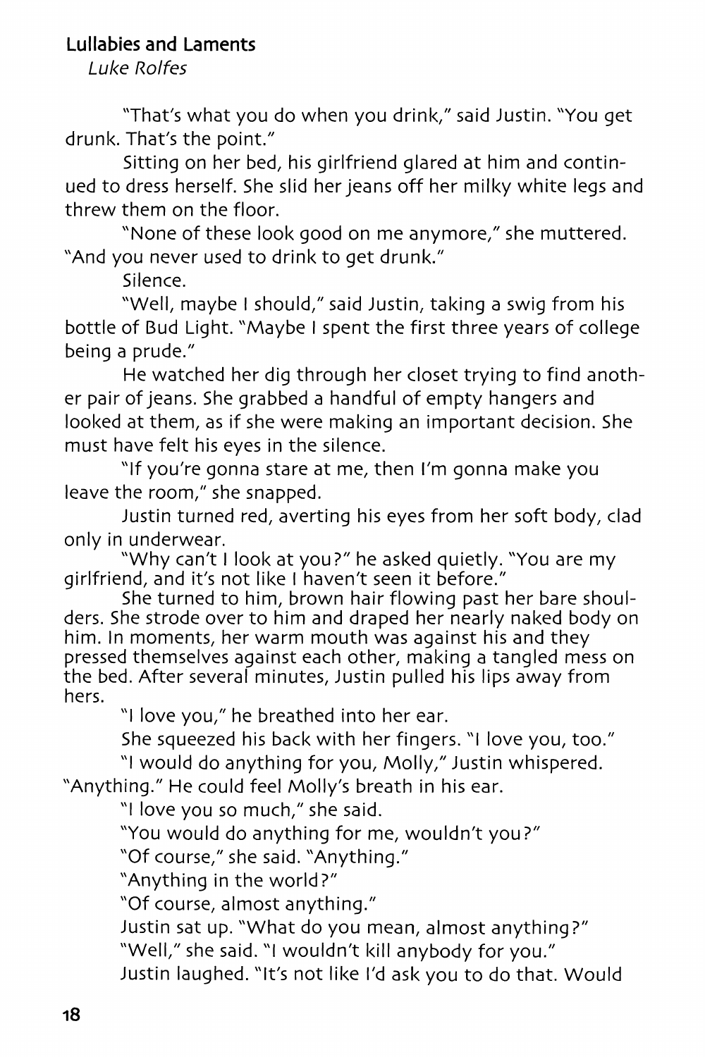# Lullabies and Laments

*Luke Rolfes*

"That's what you do when you drink," said Justin. "You get drunk. That's the point."

Sitting on her bed, his girlfriend glared at him and continued to dress herself. She slid her jeans off her milky white legs and threw them on the floor.

"None of these look good on me anymore," she muttered. "And you never used to drink to get drunk."

Silence.

"Well, maybe I should," said Justin, taking a swig from his bottle of Bud Light. "Maybe I spent the first three years of college being a prude."

He watched her dig through her closet trying to find another pair of jeans. She grabbed a handful of empty hangers and looked at them, as if she were making an important decision. She must have felt his eyes in the silence.

"If you're gonna stare at me, then I'm gonna make you leave the room," she snapped.

Justin turned red, averting his eyes from her soft body, clad only in underwear.

"Why can't I look at you?" he asked quietly. "You are my girlfriend, and it's not like I haven't seen it before."

She turned to him, brown hair flowing past her bare shoulders. She strode over to him and draped her nearly naked body on him. In moments, her warm mouth was against his and they pressed themselves against each other, making a tangled mess on the bed. After several minutes, Justin pulled his lips away from hers.

"I love you," he breathed into her ear.

She squeezed his back with her fingers. "I love you, too."

"I would do anything for you, Molly," Justin whispered. "Anything." He could feel Molly's breath in his ear.

"I love you so much," she said.

"You would do anything for me, wouldn't you?"

"Of course," she said. "Anything."

"Anything in the world?"

"Of course, almost anything."

Justin sat up. "What do you mean, almost anything?"

"Well," she said. "I wouldn't kill anybody for you."

Justin laughed. "It's not like I'd ask you to do that. Would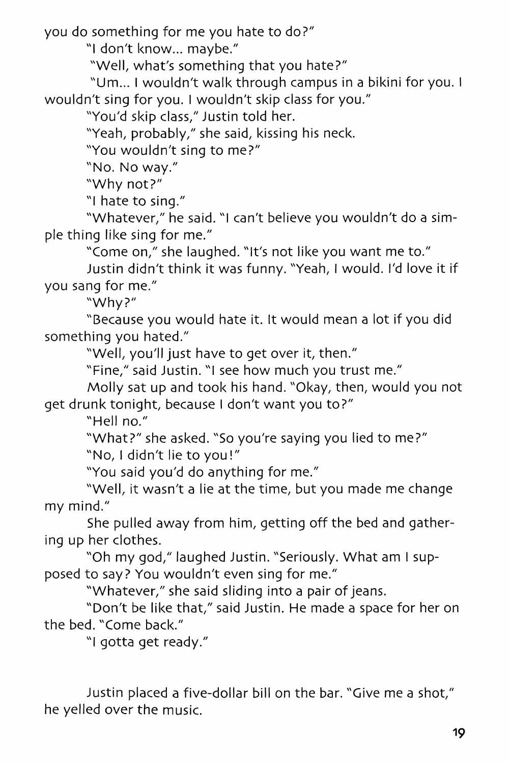you do something for me you hate to do?"

"I don't know... maybe."

"Well, what's something that you hate?"

"Um... I wouldn't walk through campus in a bikini for you. I wouldn't sing for you. I wouldn't skip class for you."

"You'd skip class," Justin told her.

"Yeah, probably," she said, kissing his neck.

"You wouldn't sing to me?"

"No. No way."

"Why not?"

"I hate to sing."

"Whatever," he said. "I can't believe you wouldn't do a simple thing like sing for me."

"Come on," she laughed. "It's not like you want me to."

Justin didn't think it was funny. "Yeah, I would. I'd love it if you sang for me."

"Why?"

"Because you would hate it. It would mean a lot if you did something you hated."

"Well, you'll just have to get over it, then."

"Fine," said Justin. "I see how much you trust me."

Molly sat up and took his hand. "Okay, then, would you not get drunk tonight, because I don't want you to?"

"Hell no."

"What?" she asked. "So you're saying you lied to me?"

"No, I didn't lie to you!"

"You said you'd do anything for me."

"Well, it wasn't a lie at the time, but you made me change my mind."

She pulled away from him, getting off the bed and gathering up her clothes.

"Oh my god," laughed Justin. "Seriously. What am I supposed to say? You wouldn't even sing for me."

"Whatever," she said sliding into a pair of jeans.

"Don't be like that," said Justin. He made a space for her on the bed. "Come back."

"I gotta get ready."

Justin placed a five-dollar bill on the bar. "Give me a shot," he yelled over the music.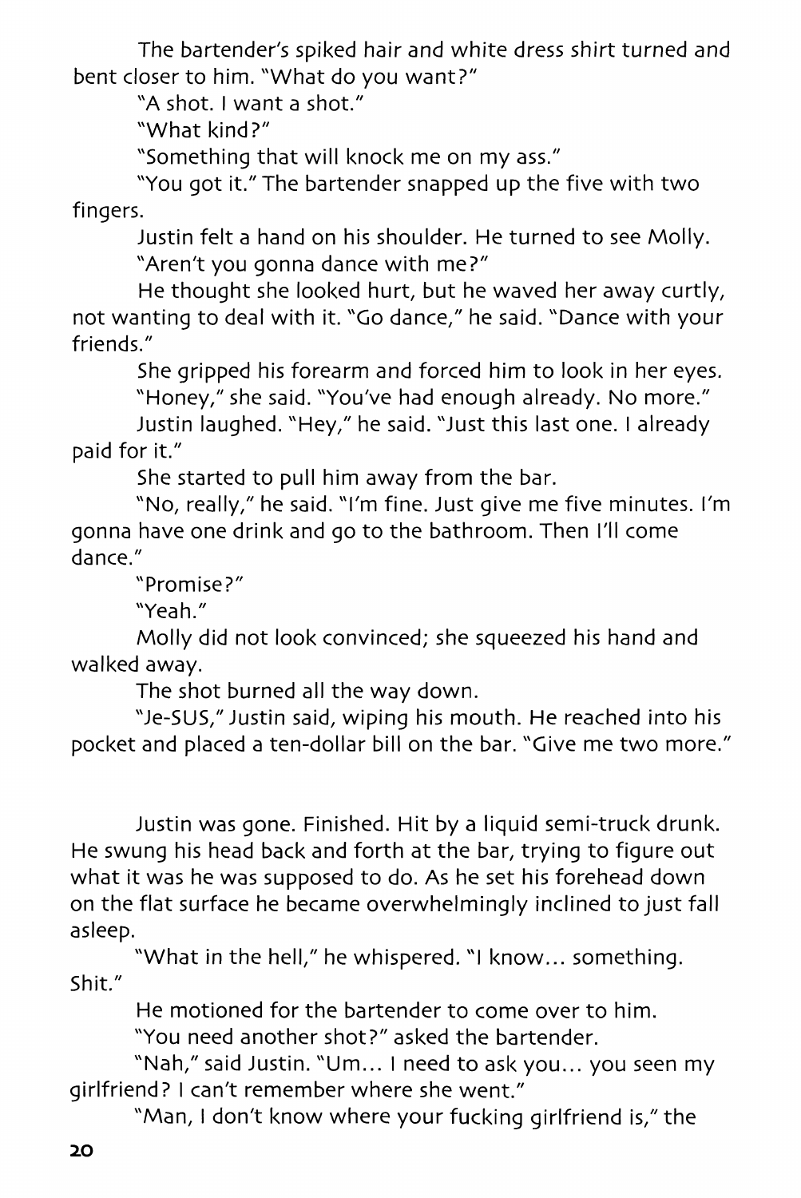The bartender's spiked hair and white dress shirt turned and bent closer to him. "What do you want?"

"A shot. I want a shot."

"What kind?"

"Something that will knock me on my ass."

"You got it." The bartender snapped up the five with two fingers.

Justin felt a hand on his shoulder. He turned to see Molly.

"Aren't you gonna dance with me?"

He thought she looked hurt, but he waved her away curtly, not wanting to deal with it. "Go dance," he said. "Dance with your friends."

She gripped his forearm and forced him to look in her eyes.

"Honey," she said. "You've had enough already. No more."

Justin laughed. "Hey," he said. "Just this last one. I already paid for it."

She started to pull him away from the bar.

"No, really," he said. "I'm fine. Just give me five minutes. I'm gonna have one drink and go to the bathroom. Then I'll come dance."

"Promise?"

"Yeah."

Molly did not look convinced; she squeezed his hand and walked away.

The shot burned all the way down.

"Je-SUS," Justin said, wiping his mouth. He reached into his pocket and placed a ten-dollar bill on the bar. "Give me two more."

Justin was gone. Finished. Hit by a liquid semi-truck drunk. He swung his head back and forth at the bar, trying to figure out what it was he was supposed to do. As he set his forehead down on the flat surface he became overwhelmingly inclined to just fall asleep.

"What in the hell," he whispered. "I know… something. Shit."

He motioned for the bartender to come over to him.

"You need another shot?" asked the bartender.

"Nah," said Justin. "Um… I need to ask you… you seen my girlfriend? I can't remember where she went."

"Man, I don't know where your fucking girlfriend is," the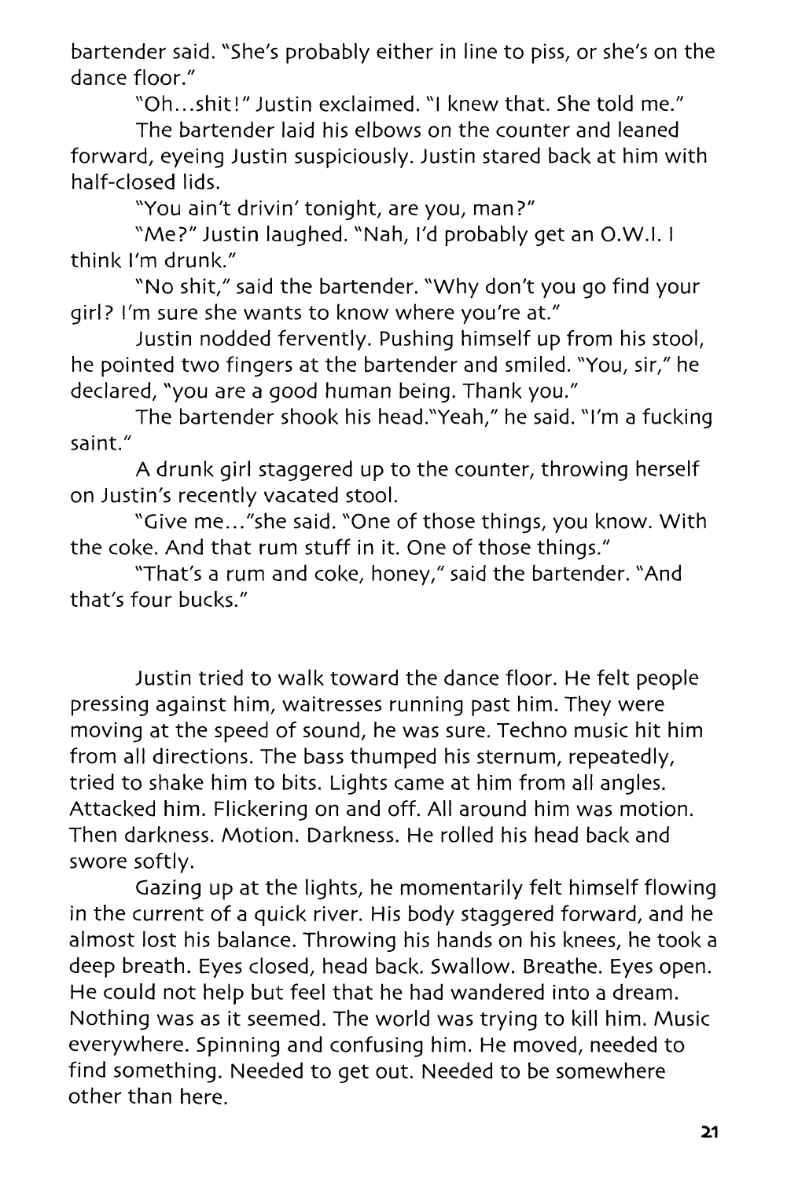bartender said. "She's probably either in line to piss, or she's on the dance floor."

"Oh...shit!" Justin exclaimed. "I knew that. She told me."

The bartender laid his elbows on the counter and leaned forward, eyeing Justin suspiciously. Justin stared back at him with half-closed lids.

"You ain't drivin' tonight, are you, man?"

"Me?" Justin laughed. "Nah, I'd probably get an O.W.I. I think I'm drunk."

"No shit," said the bartender. "Why don't you go find your girl? I'm sure she wants to know where you're at."

Justin nodded fervently. Pushing himself up from his stool, he pointed two fingers at the bartender and smiled. "You, sir," he declared, "you are a good human being. Thank you."

The bartender shook his head."Yeah," he said. "I'm a fucking saint."

A drunk girl staggered up to the counter, throwing herself on Justin's recently vacated stool.

"Give me..."she said. "One of those things, you know. With the coke. And that rum stuff in it. One of those things."

"That's a rum and coke, honey," said the bartender. "And that's four bucks."

Justin tried to walk toward the dance floor. He felt people pressing against him, waitresses running past him. They were moving at the speed of sound, he was sure. Techno music hit him from all directions. The bass thumped his sternum, repeatedly, tried to shake him to bits. Lights came at him from all angles. Attacked him. Flickering on and off. All around him was motion. Then darkness. Motion. Darkness. He rolled his head back and swore softly.

Gazing up at the lights, he momentarily felt himself flowing in the current of a quick river. His body staggered forward, and he almost lost his balance. Throwing his hands on his knees, he took a deep breath. Eyes closed, head back. Swallow. Breathe. Eyes open. He could not help but feel that he had wandered into a dream. Nothing was as it seemed. The world was trying to kill him. Music everywhere. Spinning and confusing him. He moved, needed to find something. Needed to get out. Needed to be somewhere other than here.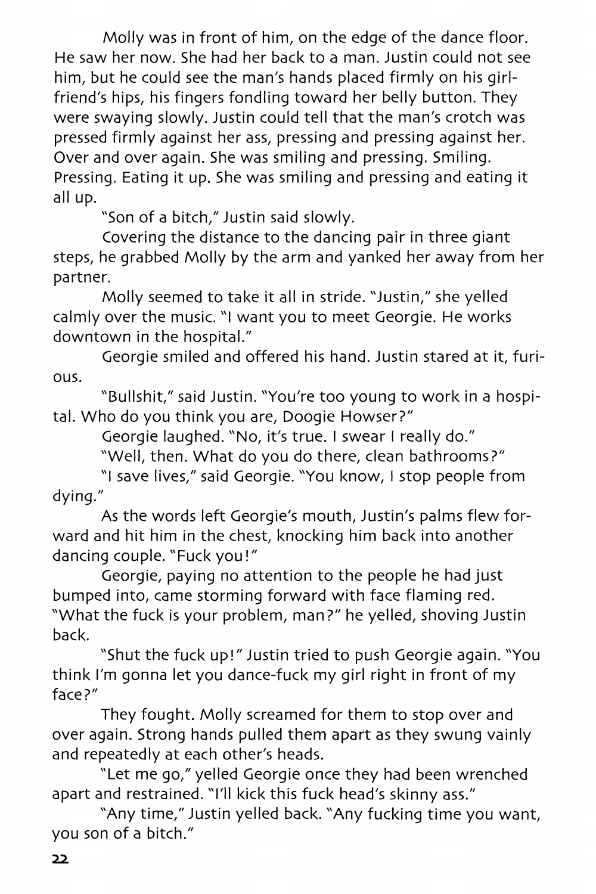Molly was in front of him, on the edge of the dance floor. He saw her now. She had her back to a man. Justin could not see him, but he could see the man's hands placed firmly on his girlfriend's hips, his fingers fondling toward her belly button. They were swaying slowly. Justin could tell that the man's crotch was pressed firmly against her ass, pressing and pressing against her. Over and over again. She was smiling and pressing. Smiling. Pressing. Eating it up. She was smiling and pressing and eating it all up.

"Son of a bitch," Justin said slowly.

Covering the distance to the dancing pair in three giant steps, he grabbed Molly by the arm and yanked her away from her partner.

Molly seemed to take it all in stride. "Justin," she yelled calmly over the music. "I want you to meet Georgie. He works downtown in the hospital."

Georgie smiled and offered his hand. Justin stared at it, furious.

"Bullshit," said Justin. "You're too young to work in a hospital. Who do you think you are, Doogie Howser?"

Georgie laughed. "No, it's true. I swear I really do."

"Well, then. What do you do there, clean bathrooms?"

"I save lives," said Georgie. "You know, I stop people from dying."

As the words left Georgie's mouth, Justin's palms flew forward and hit him in the chest, knocking him back into another dancing couple. "Fuck you!"

Georgie, paying no attention to the people he had just bumped into, came storming forward with face flaming red. "What the fuck is your problem, man?" he yelled, shoving Justin back.

"Shut the fuck up!" Justin tried to push Georgie again. "You think I'm gonna let you dance-fuck my girl right in front of my face?"

They fought. Molly screamed for them to stop over and over again. Strong hands pulled them apart as they swung vainly and repeatedly at each other's heads.

"Let me go," yelled Georgie once they had been wrenched apart and restrained. "I'll kick this fuck head's skinny ass."

"Any time," Justin yelled back. "Any fucking time you want, you son of a bitch."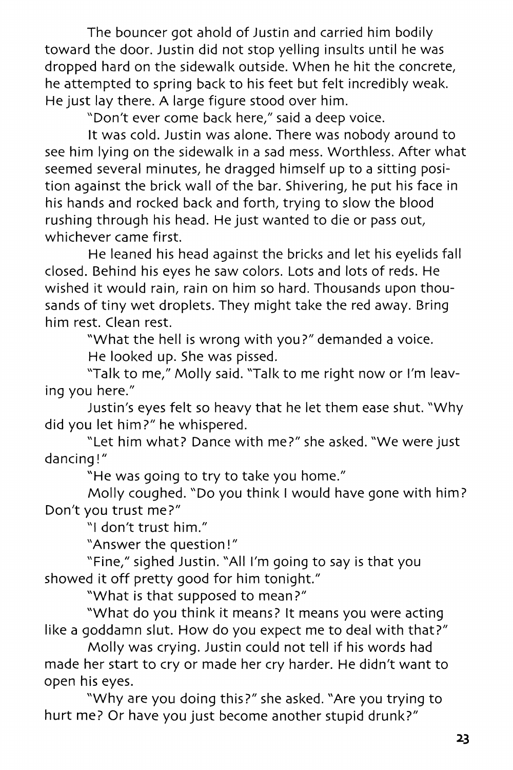The bouncer got ahold of Justin and carried him bodily toward the door. Justin did not stop yelling insults until he was dropped hard on the sidewalk outside. When he hit the concrete, he attempted to spring back to his feet but felt incredibly weak. He just lay there. A large figure stood over him.

"Don't ever come back here," said a deep voice.

It was cold. Justin was alone. There was nobody around to see him lying on the sidewalk in a sad mess. Worthless. After what seemed several minutes, he dragged himself up to a sitting position against the brick wall of the bar. Shivering, he put his face in his hands and rocked back and forth, trying to slow the blood rushing through his head. He just wanted to die or pass out, whichever came first.

He leaned his head against the bricks and let his eyelids fall closed. Behind his eyes he saw colors. Lots and lots of reds. He wished it would rain, rain on him so hard. Thousands upon thousands of tiny wet droplets. They might take the red away. Bring him rest. Clean rest.

"What the hell is wrong with you?" demanded a voice.

He looked up. She was pissed.

"Talk to me," Molly said. "Talk to me right now or I'm leaving you here."

Justin's eyes felt so heavy that he let them ease shut. "Why did you let him?" he whispered.

"Let him what? Dance with me?" she asked. "We were just dancing!"

"He was going to try to take you home."

Molly coughed. "Do you think I would have gone with him? Don't you trust me?"

"I don't trust him."

"Answer the question!"

"Fine," sighed Justin. "All I'm going to say is that you showed it off pretty good for him tonight."

"What is that supposed to mean?"

"What do you think it means? It means you were acting like a goddamn slut. How do you expect me to deal with that?"

Molly was crying. Justin could not tell if his words had made her start to cry or made her cry harder. He didn't want to open his eyes.

"Why are you doing this?" she asked. "Are you trying to hurt me? Or have you just become another stupid drunk?"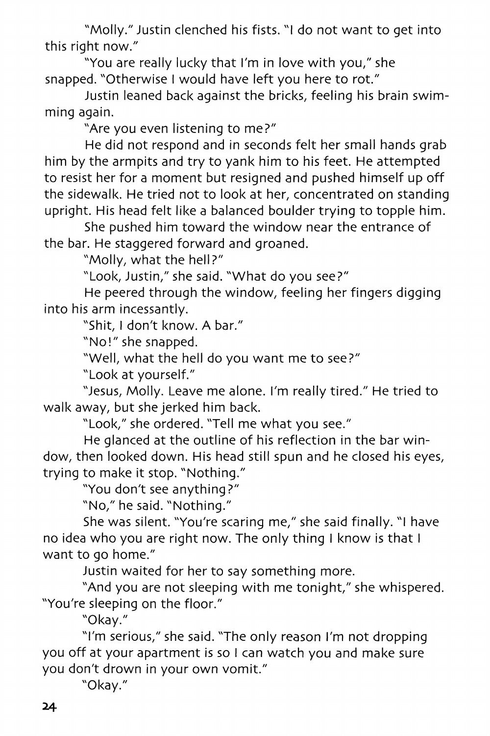"Molly." Justin clenched his fists. "I do not want to get into this right now."

"You are really lucky that I'm in love with you," she snapped. "Otherwise I would have left you here to rot."

Justin leaned back against the bricks, feeling his brain swimming again.

"Are you even listening to me?"

He did not respond and in seconds felt her small hands grab him by the armpits and try to yank him to his feet. He attempted to resist her for a moment but resigned and pushed himself up off the sidewalk. He tried not to look at her, concentrated on standing upright. His head felt like a balanced boulder trying to topple him.

She pushed him toward the window near the entrance of the bar. He staggered forward and groaned.

"Molly, what the hell?"

"Look, Justin," she said. "What do you see?"

He peered through the window, feeling her fingers digging into his arm incessantly.

"Shit, I don't know. A bar."

"No!" she snapped.

"Well, what the hell do you want me to see?"

"Look at yourself."

"Jesus, Molly. Leave me alone. I'm really tired." He tried to walk away, but she jerked him back.

"Look," she ordered. "Tell me what you see."

He glanced at the outline of his reflection in the bar window, then looked down. His head still spun and he closed his eyes, trying to make it stop. "Nothing."

"You don't see anything?"

"No," he said. "Nothing."

She was silent. "You're scaring me," she said finally. "I have no idea who you are right now. The only thing I know is that I want to go home."

Justin waited for her to say something more.

"And you are not sleeping with me tonight," she whispered. "You're sleeping on the floor."

"Okay."

"I'm serious," she said. "The only reason I'm not dropping you off at your apartment is so I can watch you and make sure you don't drown in your own vomit."

"Okay."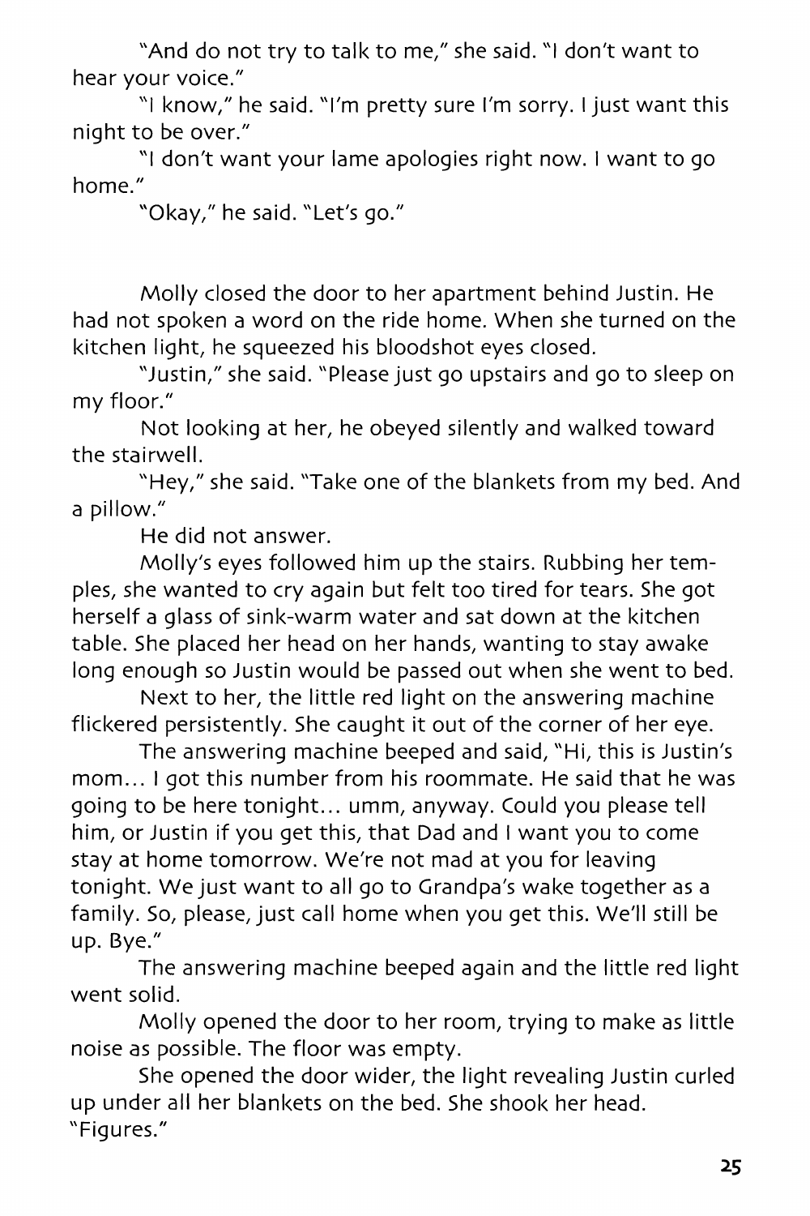"And do not try to talk to me," she said. "I don't want to hear your voice."

"I know," he said. "I'm pretty sure I'm sorry. I just want this night to be over."

"I don't want your lame apologies right now. I want to go home."

"Okay," he said. "Let's go."

Molly closed the door to her apartment behind Justin. He had not spoken a word on the ride home. When she turned on the kitchen light, he squeezed his bloodshot eyes closed.

"Justin," she said. "Please just go upstairs and go to sleep on my floor."

Not looking at her, he obeyed silently and walked toward the stairwell.

"Hey," she said. "Take one of the blankets from my bed. And a pillow."

He did not answer.

Molly's eyes followed him up the stairs. Rubbing her temples, she wanted to cry again but felt too tired for tears. She got herself a glass of sink-warm water and sat down at the kitchen table. She placed her head on her hands, wanting to stay awake long enough so Justin would be passed out when she went to bed.

Next to her, the little red light on the answering machine flickered persistently. She caught it out of the corner of her eye.

The answering machine beeped and said, "Hi, this is Justin's mom… I got this number from his roommate. He said that he was going to be here tonight… umm, anyway. Could you please tell him, or Justin if you get this, that Dad and I want you to come stay at home tomorrow. We're not mad at you for leaving tonight. We just want to all go to Grandpa's wake together as a family. So, please, just call home when you get this. We'll still be up. Bye."

The answering machine beeped again and the little red light went solid.

Molly opened the door to her room, trying to make as little noise as possible. The floor was empty.

She opened the door wider, the light revealing Justin curled up under all her blankets on the bed. She shook her head. "Figures."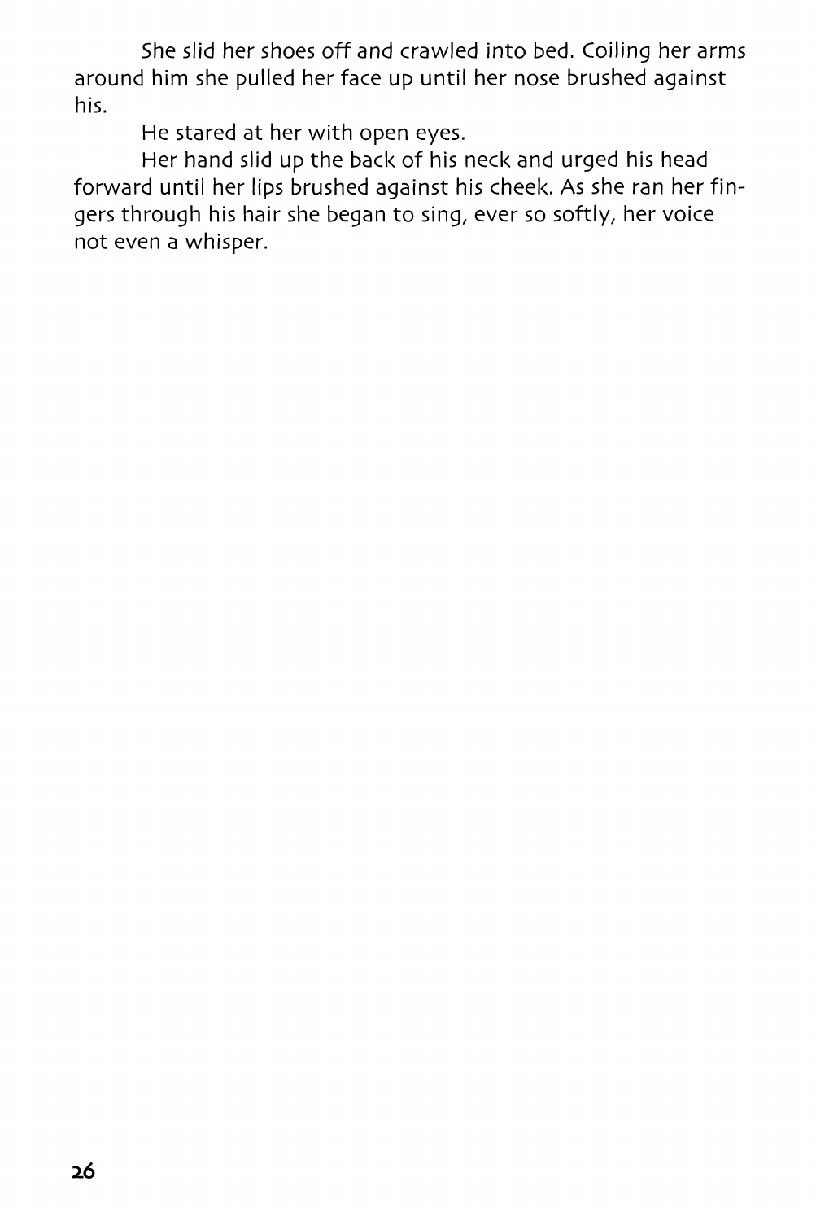She slid her shoes off and crawled into bed. Coiling her arms around him she pulled her face up until her nose brushed against his.

He stared at her with open eyes.

Her hand slid up the back of his neck and urged his head forward until her lips brushed against his cheek. As she ran her fingers through his hair she began to sing, ever so softly, her voice not even a whisper.